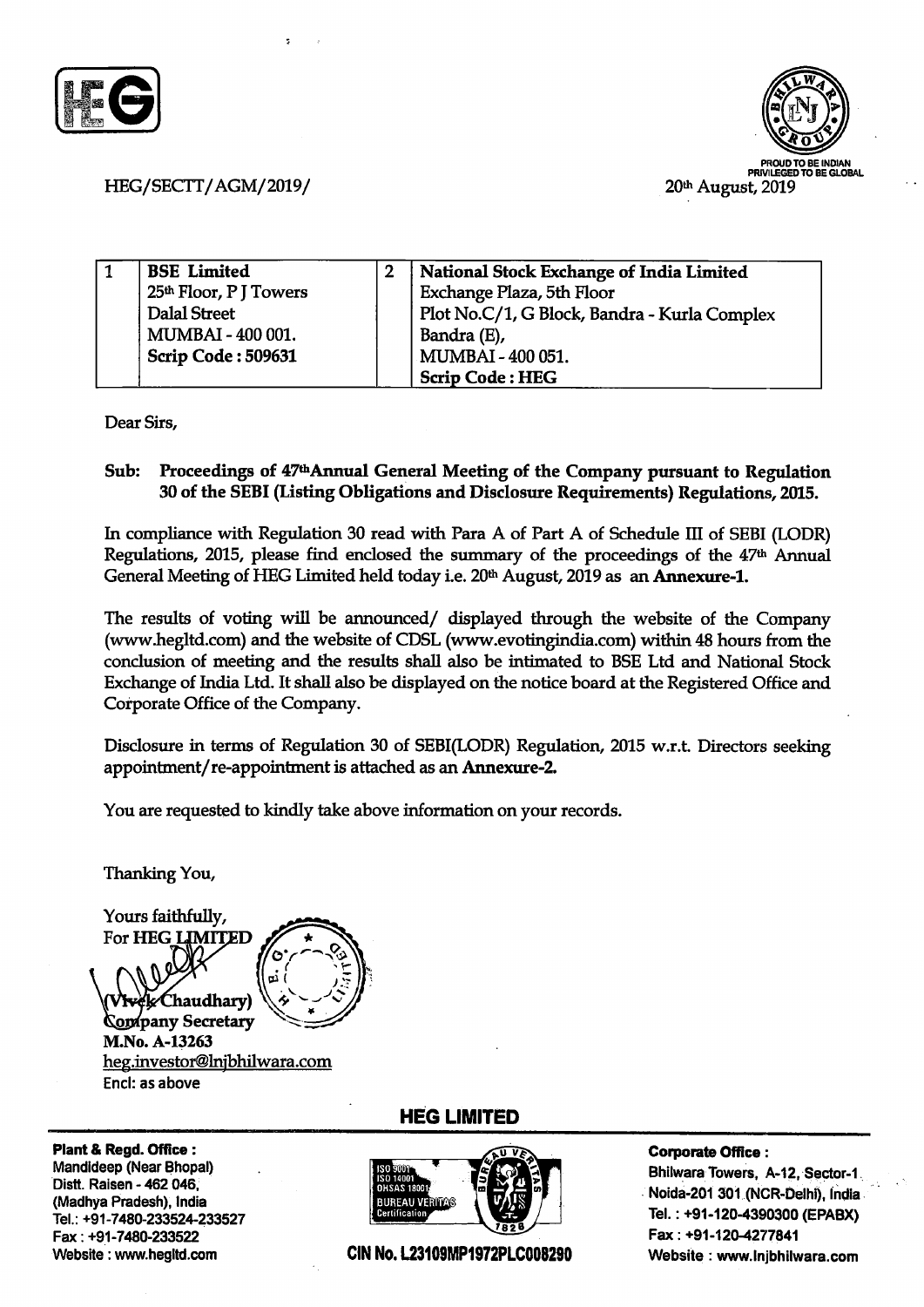HEG/SECTT/AGM/2019/

PROUD TO BE INDIAN
PRIVILEGED TO BE GLOBAL

20th August, 2019

| 1 | BSE Limited<br>25th Floor, P J Towers<br>Dalal Street<br>MUMBAI - 400 001.<br>**Scrip Code : 509631** | 2 | **National Stock Exchange of India Limited**<br>Exchange Plaza, 5th Floor<br>Plot No.C/1, G Block, Bandra - Kurla Complex<br>Bandra (E),<br>MUMBAI - 400 051.<br>**Scrip Code : HEG** |
|---|---|---|---|

Dear Sirs,

**Sub: Proceedings of 47th Annual General Meeting of the Company pursuant to Regulation 30 of the SEBI (Listing Obligations and Disclosure Requirements) Regulations, 2015.**

In compliance with Regulation 30 read with Para A of Part A of Schedule III of SEBI (LODR) Regulations, 2015, please find enclosed the summary of the proceedings of the 47th Annual General Meeting of HEG Limited held today i.e. 20th August, 2019 as an **Annexure-1.**

The results of voting will be announced/ displayed through the website of the Company (www.hegltd.com) and the website of CDSL (www.evotingindia.com) within 48 hours from the conclusion of meeting and the results shall also be intimated to BSE Ltd and National Stock Exchange of India Ltd. It shall also be displayed on the notice board at the Registered Office and Corporate Office of the Company.

Disclosure in terms of Regulation 30 of SEBI(LODR) Regulation, 2015 w.r.t. Directors seeking appointment/re-appointment is attached as an **Annexure-2.**

You are requested to kindly take above information on your records.

Thanking You,

Yours faithfully,
For **HEG LIMITED**

**(Vivek Chaudhary)**
**Company Secretary**
**M.No. A-13263**
heg.investor@lnjbhilwara.com
Encl: as above

**HEG LIMITED**

**Plant & Regd. Office :**
Mandideep (Near Bhopal)
Distt. Raisen - 462 046,
(Madhya Pradesh), India
Tel.: +91-7480-233524-233527
Fax : +91-7480-233522
Website : www.hegltd.com

**CIN No. L23109MP1972PLC008290**

**Corporate Office :**
Bhilwara Towers, A-12, Sector-1
Noida-201 301 (NCR-Delhi), India
Tel. : +91-120-4390300 (EPABX)
Fax : +91-120-4277841
Website : www.lnjbhilwara.com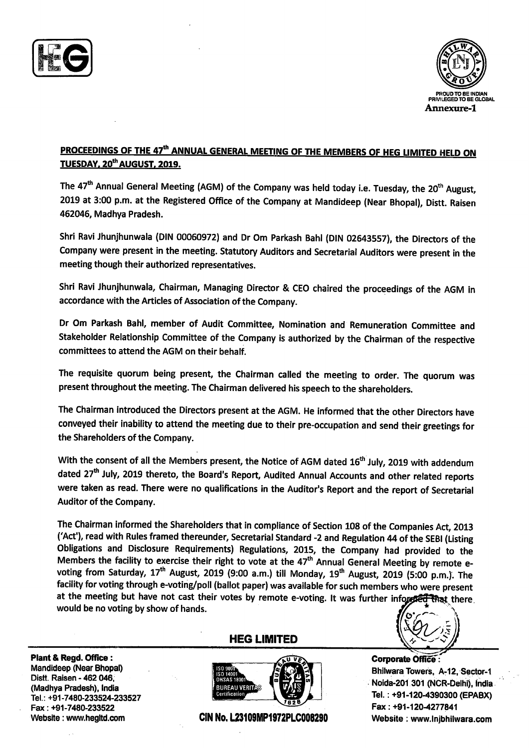Annexure-1

## PROCEEDINGS OF THE 47th ANNUAL GENERAL MEETING OF THE MEMBERS OF HEG LIMITED HELD ON TUESDAY, 20th AUGUST, 2019.

The 47th Annual General Meeting (AGM) of the Company was held today i.e. Tuesday, the 20th August, 2019 at 3:00 p.m. at the Registered Office of the Company at Mandideep (Near Bhopal), Distt. Raisen 462046, Madhya Pradesh.

Shri Ravi Jhunjhunwala (DIN 00060972) and Dr Om Parkash Bahl (DIN 02643557), the Directors of the Company were present in the meeting. Statutory Auditors and Secretarial Auditors were present in the meeting though their authorized representatives.

Shri Ravi Jhunjhunwala, Chairman, Managing Director & CEO chaired the proceedings of the AGM in accordance with the Articles of Association of the Company.

Dr Om Parkash Bahl, member of Audit Committee, Nomination and Remuneration Committee and Stakeholder Relationship Committee of the Company is authorized by the Chairman of the respective committees to attend the AGM on their behalf.

The requisite quorum being present, the Chairman called the meeting to order. The quorum was present throughout the meeting. The Chairman delivered his speech to the shareholders.

The Chairman introduced the Directors present at the AGM. He informed that the other Directors have conveyed their inability to attend the meeting due to their pre-occupation and send their greetings for the Shareholders of the Company.

With the consent of all the Members present, the Notice of AGM dated 16th July, 2019 with addendum dated 27th July, 2019 thereto, the Board's Report, Audited Annual Accounts and other related reports were taken as read. There were no qualifications in the Auditor's Report and the report of Secretarial Auditor of the Company.

The Chairman informed the Shareholders that in compliance of Section 108 of the Companies Act, 2013 ('Act'), read with Rules framed thereunder, Secretarial Standard -2 and Regulation 44 of the SEBI (Listing Obligations and Disclosure Requirements) Regulations, 2015, the Company had provided to the Members the facility to exercise their right to vote at the 47th Annual General Meeting by remote e-voting from Saturday, 17th August, 2019 (9:00 a.m.) till Monday, 19th August, 2019 (5:00 p.m.). The facility for voting through e-voting/poll (ballot paper) was available for such members who were present at the meeting but have not cast their votes by remote e-voting. It was further informed that there would be no voting by show of hands.

**HEG LIMITED**

**Plant & Regd. Office :**
Mandideep (Near Bhopal)
Distt. Raisen - 462 046,
(Madhya Pradesh), India
Tel.: +91-7480-233524-233527
Fax : +91-7480-233522
Website : www.hegltd.com

**CIN No. L23109MP1972PLC008290**

**Corporate Office :**
Bhilwara Towers, A-12, Sector-1
Noida-201 301 (NCR-Delhi), India
Tel. : +91-120-4390300 (EPABX)
Fax : +91-120-4277841
Website : www.lnjbhilwara.com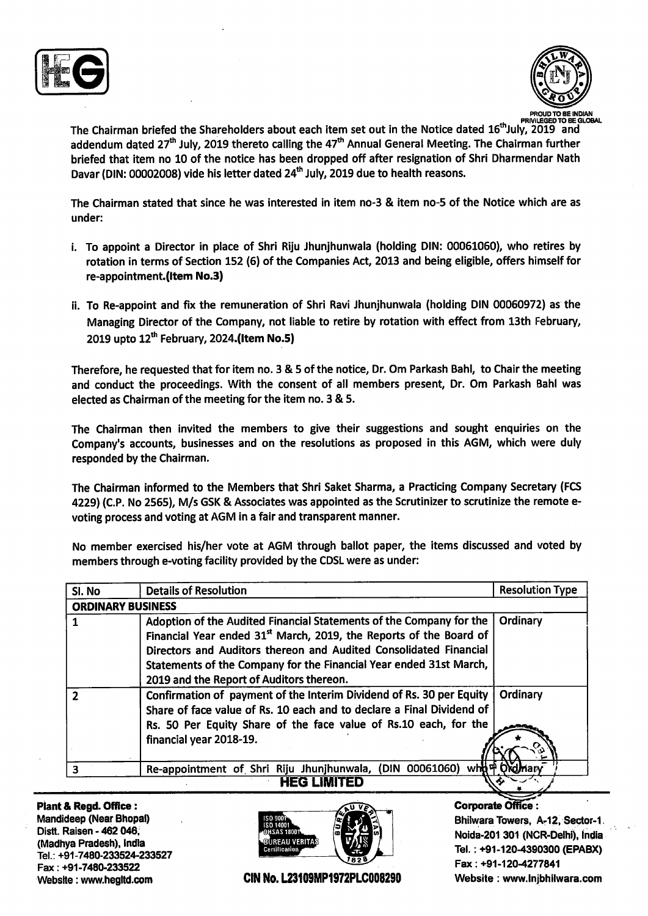The Chairman briefed the Shareholders about each item set out in the Notice dated 16th July, 2019 and addendum dated 27th July, 2019 thereto calling the 47th Annual General Meeting. The Chairman further briefed that item no 10 of the notice has been dropped off after resignation of Shri Dharmendar Nath Davar (DIN: 00002008) vide his letter dated 24th July, 2019 due to health reasons.

The Chairman stated that since he was interested in item no-3 & item no-5 of the Notice which are as under:

i. To appoint a Director in place of Shri Riju Jhunjhunwala (holding DIN: 00061060), who retires by rotation in terms of Section 152 (6) of the Companies Act, 2013 and being eligible, offers himself for re-appointment.**(Item No.3)**

ii. To Re-appoint and fix the remuneration of Shri Ravi Jhunjhunwala (holding DIN 00060972) as the Managing Director of the Company, not liable to retire by rotation with effect from 13th February, 2019 upto 12th February, 2024.**(Item No.5)**

Therefore, he requested that for item no. 3 & 5 of the notice, Dr. Om Parkash Bahl, to Chair the meeting and conduct the proceedings. With the consent of all members present, Dr. Om Parkash Bahl was elected as Chairman of the meeting for the item no. 3 & 5.

The Chairman then invited the members to give their suggestions and sought enquiries on the Company's accounts, businesses and on the resolutions as proposed in this AGM, which were duly responded by the Chairman.

The Chairman informed to the Members that Shri Saket Sharma, a Practicing Company Secretary (FCS 4229) (C.P. No 2565), M/s GSK & Associates was appointed as the Scrutinizer to scrutinize the remote e-voting process and voting at AGM in a fair and transparent manner.

No member exercised his/her vote at AGM through ballot paper, the items discussed and voted by members through e-voting facility provided by the CDSL were as under:

| Sl. No | Details of Resolution | Resolution Type |
|---|---|---|
| **ORDINARY BUSINESS** | | |
| 1 | Adoption of the Audited Financial Statements of the Company for the Financial Year ended 31st March, 2019, the Reports of the Board of Directors and Auditors thereon and Audited Consolidated Financial Statements of the Company for the Financial Year ended 31st March, 2019 and the Report of Auditors thereon. | Ordinary |
| 2 | Confirmation of payment of the Interim Dividend of Rs. 30 per Equity Share of face value of Rs. 10 each and to declare a Final Dividend of Rs. 50 Per Equity Share of the face value of Rs.10 each, for the financial year 2018-19. | Ordinary |
| 3 | Re-appointment of Shri Riju Jhunjhunwala, (DIN 00061060) who | Ordinary |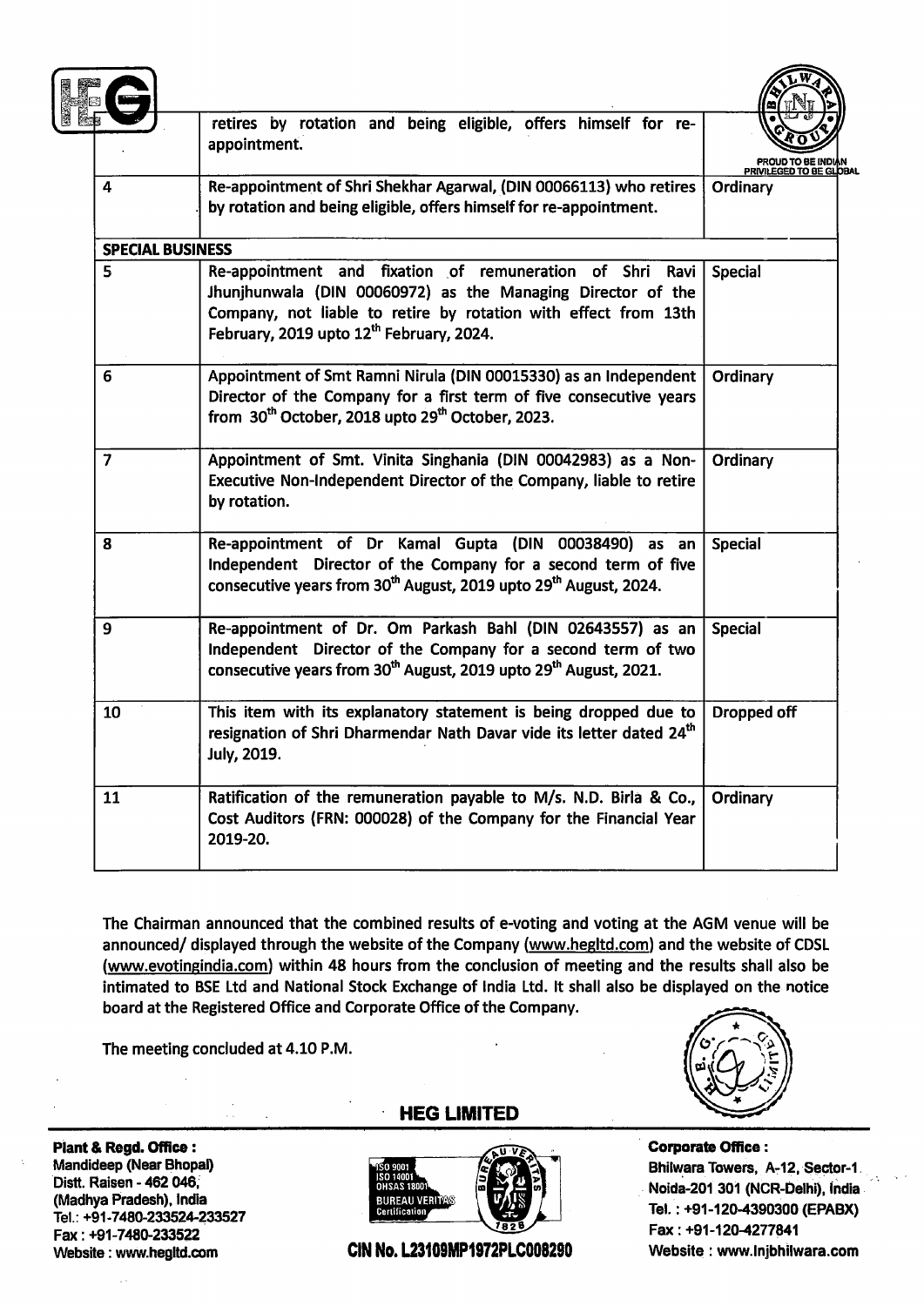| | | |
|---|---|---|
| | retires by rotation and being eligible, offers himself for re-appointment. | |
| 4 | Re-appointment of Shri Shekhar Agarwal, (DIN 00066113) who retires by rotation and being eligible, offers himself for re-appointment. | Ordinary |
| **SPECIAL BUSINESS** | | |
| 5 | Re-appointment and fixation of remuneration of Shri Ravi Jhunjhunwala (DIN 00060972) as the Managing Director of the Company, not liable to retire by rotation with effect from 13th February, 2019 upto 12th February, 2024. | Special |
| 6 | Appointment of Smt Ramni Nirula (DIN 00015330) as an Independent Director of the Company for a first term of five consecutive years from 30th October, 2018 upto 29th October, 2023. | Ordinary |
| 7 | Appointment of Smt. Vinita Singhania (DIN 00042983) as a Non-Executive Non-Independent Director of the Company, liable to retire by rotation. | Ordinary |
| 8 | Re-appointment of Dr Kamal Gupta (DIN 00038490) as an Independent Director of the Company for a second term of five consecutive years from 30th August, 2019 upto 29th August, 2024. | Special |
| 9 | Re-appointment of Dr. Om Parkash Bahl (DIN 02643557) as an Independent Director of the Company for a second term of two consecutive years from 30th August, 2019 upto 29th August, 2021. | Special |
| 10 | This item with its explanatory statement is being dropped due to resignation of Shri Dharmendar Nath Davar vide its letter dated 24th July, 2019. | Dropped off |
| 11 | Ratification of the remuneration payable to M/s. N.D. Birla & Co., Cost Auditors (FRN: 000028) of the Company for the Financial Year 2019-20. | Ordinary |

The Chairman announced that the combined results of e-voting and voting at the AGM venue will be announced/ displayed through the website of the Company (www.hegltd.com) and the website of CDSL (www.evotingindia.com) within 48 hours from the conclusion of meeting and the results shall also be intimated to BSE Ltd and National Stock Exchange of India Ltd. It shall also be displayed on the notice board at the Registered Office and Corporate Office of the Company.

The meeting concluded at 4.10 P.M.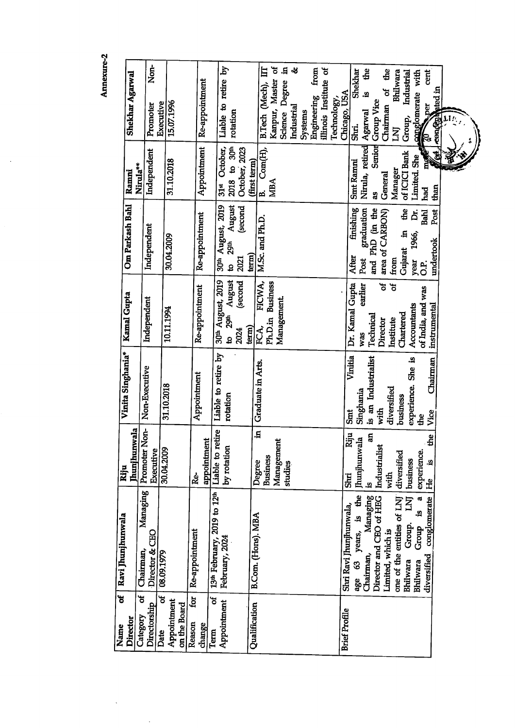**Annexure-2**

| Name of Director | Ravi Jhunjhunwala | Riju Jhunjhunwala | Vinita Singhania* | Kamal Gupta | Om Parkash Bahl | Ramni Nirula** | Shekhar Agarwal |
|---|---|---|---|---|---|---|---|
| Category of Directorship | Chairman, Managing Director & CEO | Promoter Non-Executive | Non-Executive | Independent | Independent | Independent | Promoter Non-Executive |
| Date of Appointment on the Board | 08.09.1979 | 30.04.2009 | 31.10.2018 | 10.11.1994 | 30.04.2009 | 31.10.2018 | 15.07.1996 |
| Reason for change | Re-appointment | Re-appointment | Appointment | Re-appointment | Re-appointment | Appointment | Re-appointment |
| Term of Appointment | 13th February, 2019 to 12th February, 2024 | Liable to retire by rotation | Liable to retire by rotation | 30th August, 2019 to 29th August 2024 (second term) | 30th August, 2019 to 29th August 2021 (second term) | 31st October, 2018 to 30th October, 2023 (first term) | Liable to retire by rotation |
| Qualification | B.Com. (Hons). MBA | Degree in Business Management studies | Graduate in Arts. | FCA, FICWA, Ph.D.in Business Management. | M.Sc. and Ph.D. | B. Com(H), MBA | B.Tech (Mech), IIT Kanpur, Master of Science Degree in Industrial & Systems Engineering from Illinois Institute of Technology, Chicago, USA |
| Brief Profile | Shri Ravi Jhunjhunwala, age 63 years, is the Chairman, Managing Director and CEO of HEG Limited, which is one of the entities of LNJ Bhilwara Group. LNJ Bhilwara Group is a diversified conglomerate | Shri Riju Jhunjhunwala is an Industrialist with diversified business experience. He is the | Smt Vinitia Singhania is an Industrialist with diversified business experience. She is the Vice Chairman | Dr. Kamal Gupta was earlier Technical Director of Institute of Chartered Accountants of India, and was instrumental | After finishing Post graduation and PhD (in the area of CARBON) from Gujarat in the year 1966, Dr. O.P. Bahl undertook Post | Smt Ramni Nirula, retired as Senior General Manager of ICICI Bank Limited. She had more than | Shri. Shekhar Agarwal is the Group Vice Chairman of the LNJ Bhilwara Group, Industrial conglomerate with 40 per cent concentrated in |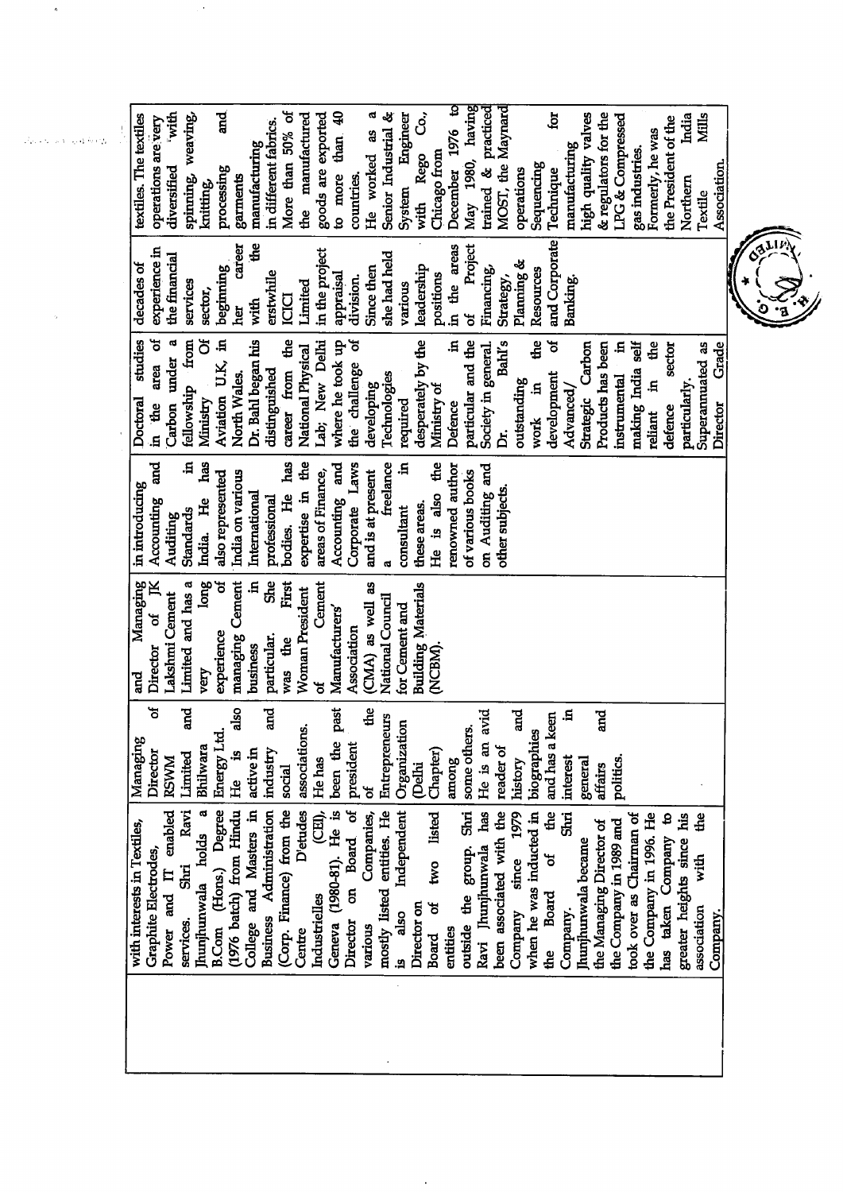| | | | | | | | |
|---|---|---|---|---|---|---|---|
| | with interests in Textiles, Graphite Electrodes, Power and IT enabled services. Shri Ravi Jhunjhunwala holds a B.Com (Hons.) Degree (1976 batch) from Hindu College and Masters in Business Administration (Corp. Finance) from the Centre D'etudes Industrielles (CEI), Geneva (1980-81). He is Director on Board of various Companies, mostly listed entities. He is also Independent Director on Board of two listed entities outside the group. Shri Ravi Jhunjhunwala has been associated with the Company since 1979 when he was inducted in the Board of the Company. Shri Jhunjhunwala became the Managing Director of the Company in 1989 and took over as Chairman of the Company in 1996. He has taken Company to greater heights since his association with the Company. | Managing Director of RSWM Limited and Bhilwara Energy Ltd. He is also active in industry and social associations. He has been the past president of the Entrepreneurs Organization (Delhi Chapter) among some others. He is an avid reader of history and biographies and has a keen interest in general affairs and politics. | and Managing Director of JK Lakshmi Cement Limited and has a very long experience of managing Cement business in particular. She was the First Woman President of Cement Manufacturers' Association (CMA) as well as National Council for Cement and Building Materials (NCBM). | in introducing Accounting and Auditing Standards in India. He has also represented India on various International professional bodies. He has expertise in the areas of Finance, Accounting and Corporate Laws and is at present a freelance consultant in these areas. He is also the renowned author of various books on Auditing and other subjects. | Doctoral studies in the area of Carbon under a fellowship from Ministry Of Aviation U.K, in North Wales. Dr. Bahl began his distinguished career from the National Physical Lab; New Delhi where he took up the challenge of developing Technologies required desperately by the Ministry of Defence in particular and the Society in general. Dr. Bahl's outstanding work in the development of Advanced/ Strategic Carbon Products has been instrumental in making India self reliant in the defence sector particularly. Superannuated as Director Grade | decades of experience in the financial services sector, beginning her career with the erstwhile ICICI Limited in the project appraisal division. Since then she had held various leadership positions in the areas of Project Financing, Strategy, Planning & Resources and Corporate Banking. | textiles. The textiles operations are very diversified with spinning, weaving, knitting, processing and garments manufacturing in different fabrics. More than 50% of the manufactured goods are exported to more than 40 countries. He worked as a Senior Industrial & System Engineer with Rego Co., Chicago from December 1976 to May 1980, having trained & practiced MOST, the Maynard operations Sequencing Technique for manufacturing high quality valves & regulators for the LPG & Compressed gas industries. Formerly, he was the President of the Northern India Textile Mills Association. |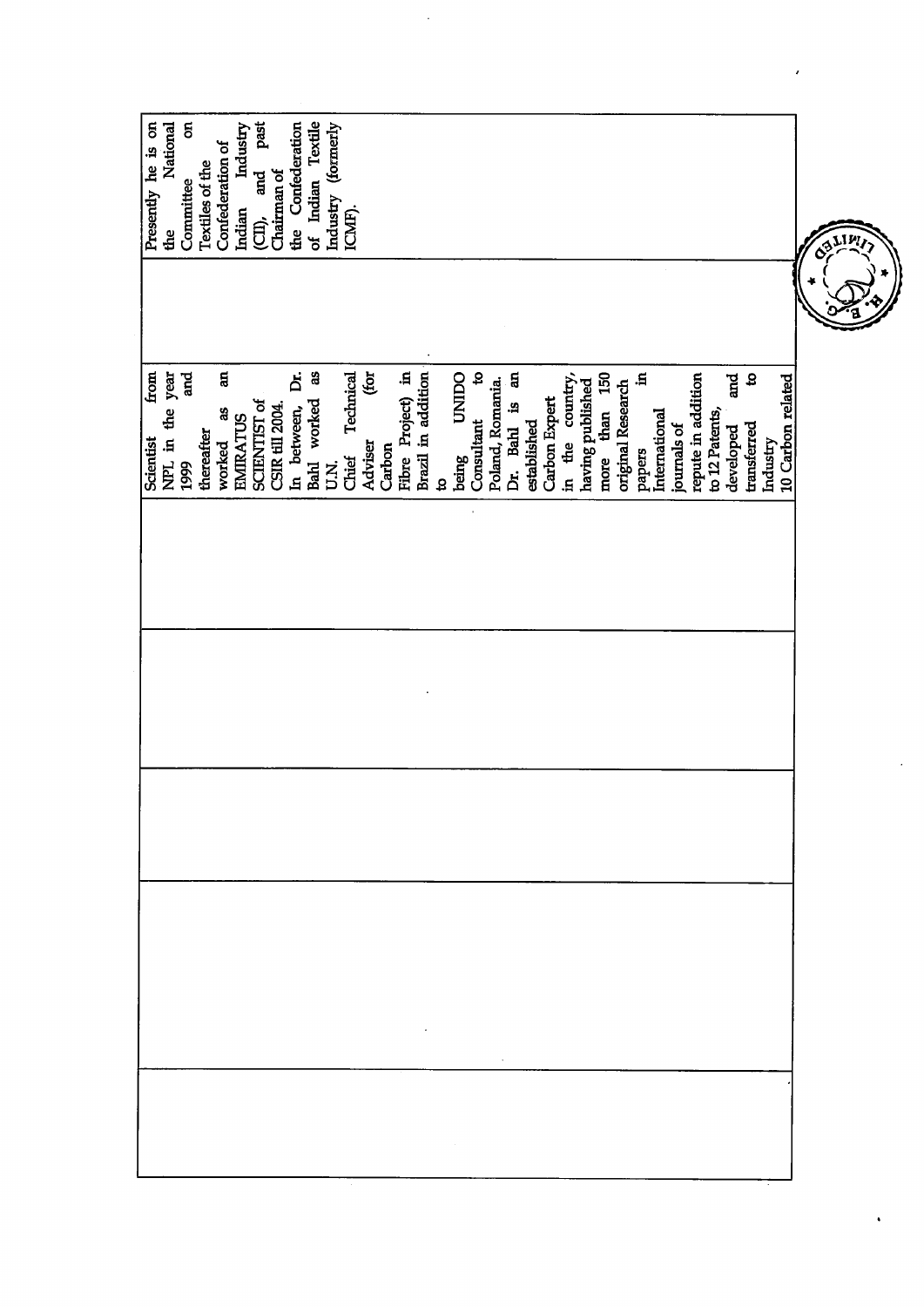| | | | | | | |
|---|---|---|---|---|---|---|
| | | | | | Scientist from NPL in the year 1999 and thereafter worked as an EMIRATUS SCIENTIST of CSIR till 2004. In between, Dr. Bahl worked as U.N. Chief Technical Adviser (for Carbon Fibre Project) in Brazil in addition to being UNIDO Consultant to Poland, Romania. Dr. Bahl is an established Carbon Expert in the country, having published more than 150 original Research papers in International journals of repute in addition to 12 Patents, developed and transferred to Industry 10 Carbon related | Presently he is on the National Committee on Textiles of the Confederation of Indian Industry (CII), and past Chairman of the Confederation of Indian Textile Industry (formerly ICMF). |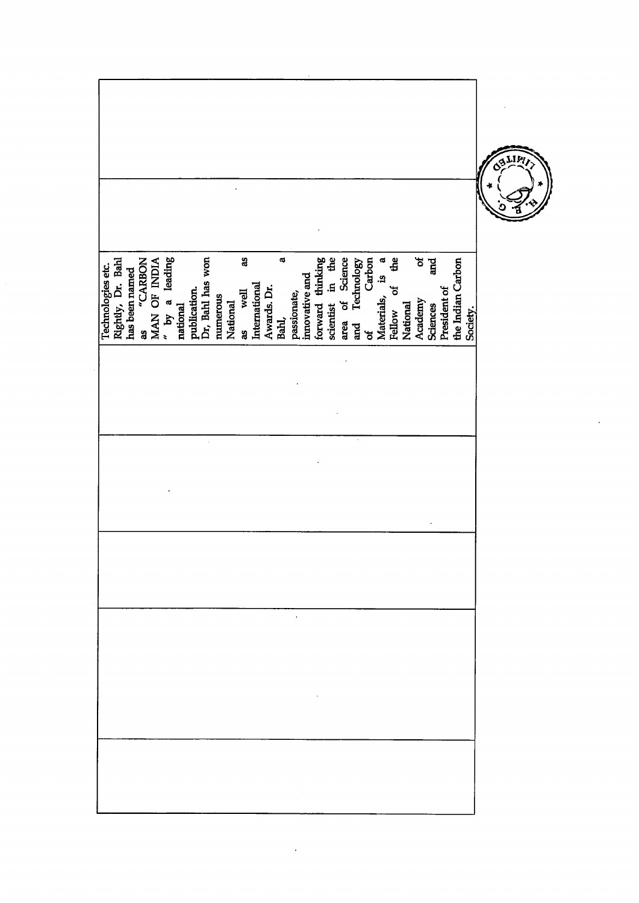| | | | | | | |
|---|---|---|---|---|---|---|
| | | Technologies etc. Rightly, Dr. Bahl has been named as "CARBON MAN OF INDIA" by a leading national publication. Dr, Bahl has won numerous National as well as International Awards. Dr. Bahl, a passionate, innovative and forward thinking scientist in the area of Science and Technology of Carbon Materials, is a Fellow of the National Academy of Sciences and President of the Indian Carbon Society. | | | | |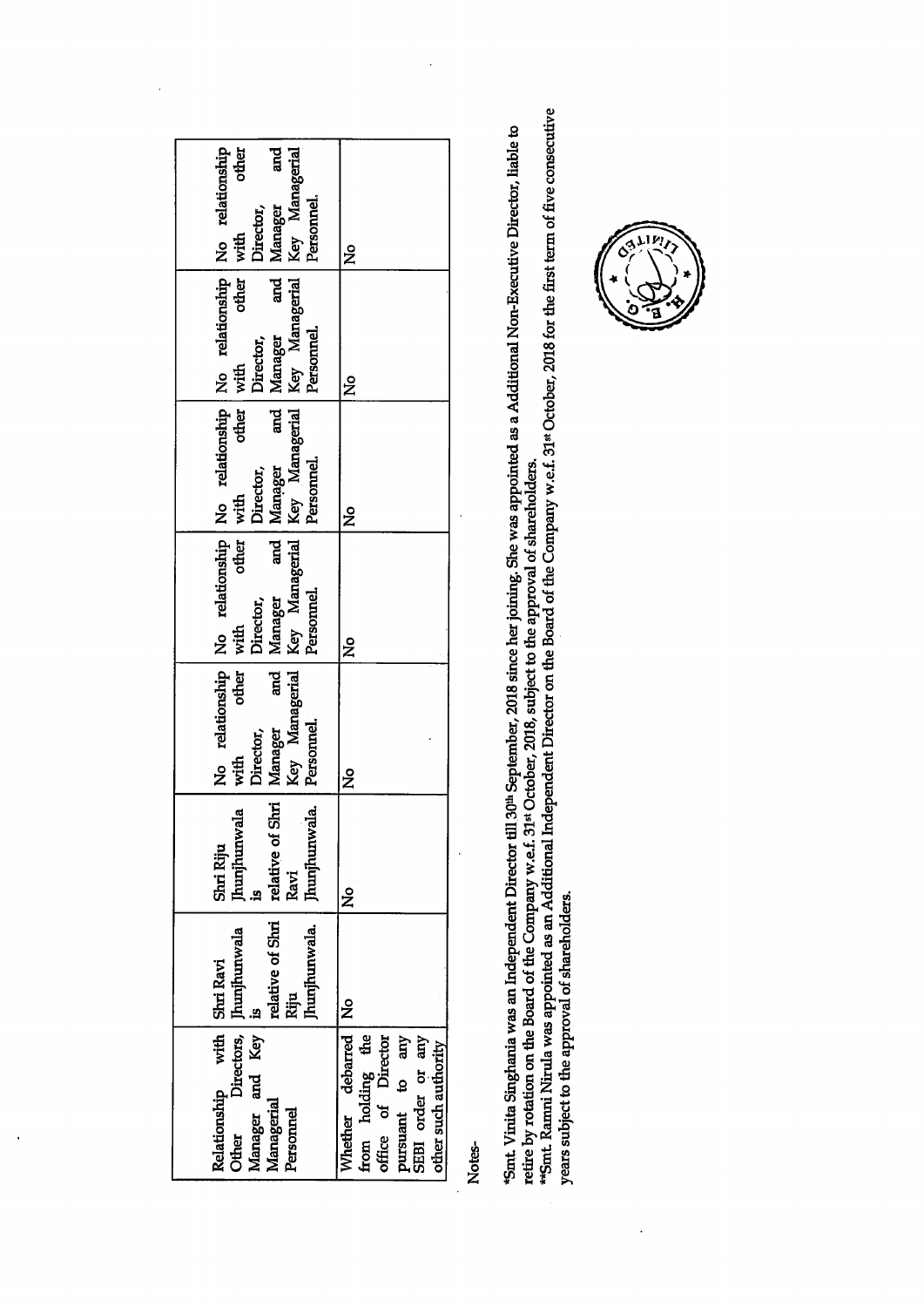| | | | | | | | |
|---|---|---|---|---|---|---|---|
| Relationship with Other Directors, Manager and Key Managerial Personnel | Shri Ravi Jhunjhunwala is relative of Shri Riju Jhunjhunwala. | Shri Riju Jhunjhunwala is relative of Shri Ravi Jhunjhunwala. | No relationship with other Director, Manager and Key Managerial Personnel. | No relationship with other Director, Manager and Key Managerial Personnel. | No relationship with other Director, Manager and Key Managerial Personnel. | No relationship with other Director, Manager and Key Managerial Personnel. | No relationship with other Director, Manager and Key Managerial Personnel. |
| Whether debarred from holding the office of Director pursuant to any SEBI order or any other such authority | No | No | No | No | No | No | No |

Notes-

*Smt. Vinita Singhania was an Independent Director till 30th September, 2018 since her joining. She was appointed as a Additional Non-Executive Director, liable to retire by rotation on the Board of the Company w.e.f. 31st October, 2018, subject to the approval of shareholders.

**Smt. Ramni Nirula was appointed as an Additional Independent Director on the Board of the Company w.e.f. 31st October, 2018 for the first term of five consecutive years subject to the approval of shareholders.